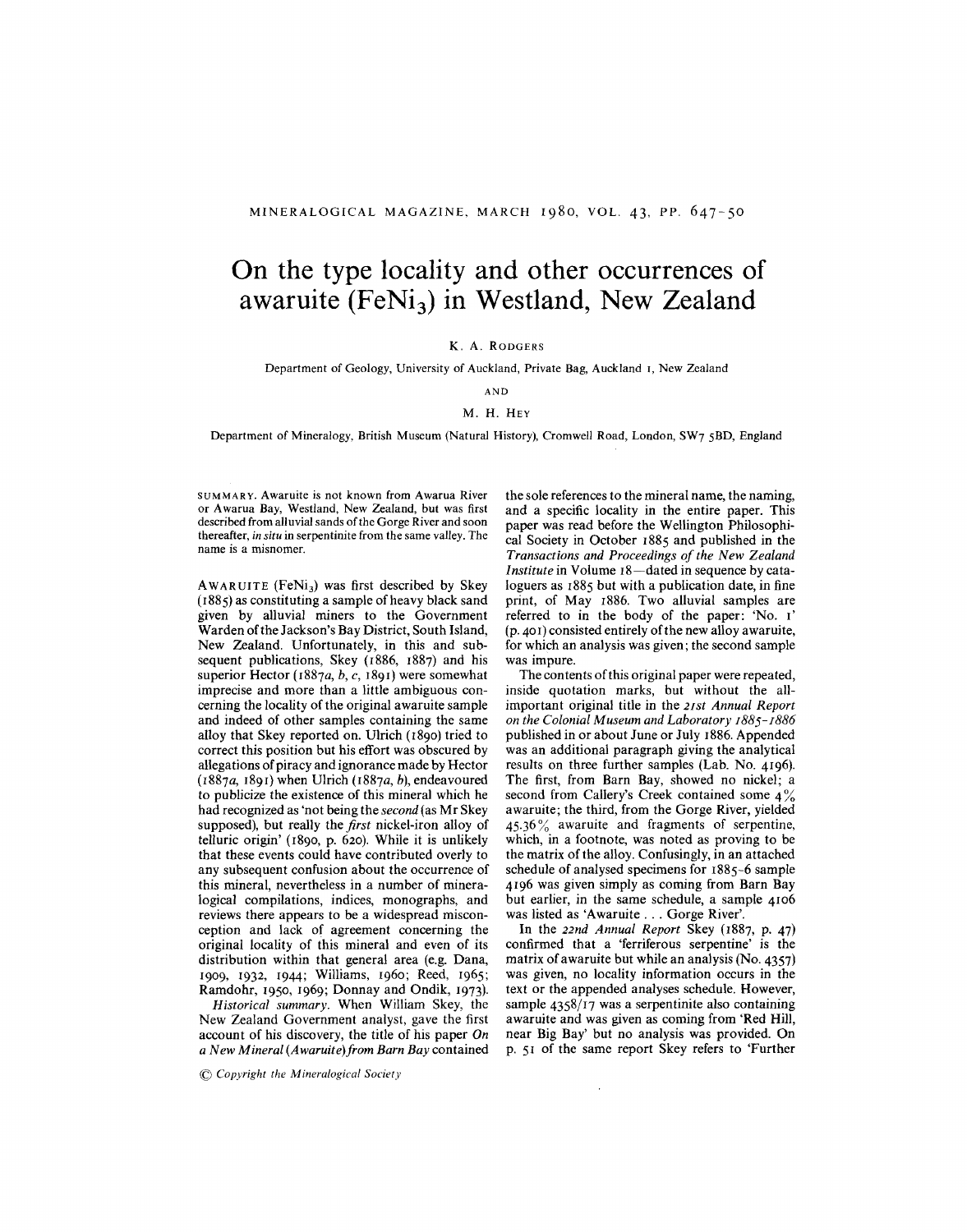# On the type locality and other occurrences of awaruite ($FeNi_3$) in Westland, New Zealand

K. A. RODGERS

Department of Geology, University of Auckland, Private Bag, Auckland 1, New Zealand

AND

M. H. HEY

Department of Mineralogy, British Museum (Natural History), Cromwell Road, London, SW7 5BD, England

SUMMARY. Awaruite is not known from Awarua River or Awarua Bay, Westland, New Zealand, but was first described from alluvial sands of the Gorge River and soon thereafter, *in situ* in serpentinite from the same valley. The name is a misnomer.

AWARUITE ($FeNi_3$) was first described by Skey (1885) as constituting a sample of heavy black sand given by alluvial miners to the Government Warden of the Jackson's Bay District, South Island, New Zealand. Unfortunately, in this and subsequent publications, Skey (1886, 1887) and his superior Hector (1887*a*, *b*, *c*, 1891) were somewhat imprecise and more than a little ambiguous concerning the locality of the original awaruite sample and indeed of other samples containing the same alloy that Skey reported on. Ulrich (1890) tried to correct this position but his effort was obscured by allegations of piracy and ignorance made by Hector (1887*a*, 1891) when Ulrich (1887*a*, *b*), endeavoured to publicize the existence of this mineral which he had recognized as 'not being the *second* (as Mr Skey supposed), but really the *first* nickel-iron alloy of telluric origin' (1890, p. 620). While it is unlikely that these events could have contributed overly to any subsequent confusion about the occurrence of this mineral, nevertheless in a number of mineralogical compilations, indices, monographs, and reviews there appears to be a widespread misconception and lack of agreement concerning the original locality of this mineral and even of its distribution within that general area (e.g. Dana, 1909, 1932, 1944; Williams, 1960; Reed, 1965; Ramdohr, 1950, 1969; Donnay and Ondik, 1973).

*Historical summary*. When William Skey, the New Zealand Government analyst, gave the first account of his discovery, the title of his paper *On a New Mineral (Awaruite) from Barn Bay* contained the sole references to the mineral name, the naming, and a specific locality in the entire paper. This paper was read before the Wellington Philosophical Society in October 1885 and published in the *Transactions and Proceedings of the New Zealand Institute* in Volume 18—dated in sequence by cataloguers as 1885 but with a publication date, in fine print, of May 1886. Two alluvial samples are referred to in the body of the paper: 'No. 1' (p. 401) consisted entirely of the new alloy awaruite, for which an analysis was given; the second sample was impure.

The contents of this original paper were repeated, inside quotation marks, but without the all-important original title in the *21st Annual Report on the Colonial Museum and Laboratory 1885–1886* published in or about June or July 1886. Appended was an additional paragraph giving the analytical results on three further samples (Lab. No. 4196). The first, from Barn Bay, showed no nickel; a second from Callery's Creek contained some 4% awaruite; the third, from the Gorge River, yielded 45.36% awaruite and fragments of serpentine, which, in a footnote, was noted as proving to be the matrix of the alloy. Confusingly, in an attached schedule of analysed specimens for 1885–6 sample 4196 was given simply as coming from Barn Bay but earlier, in the same schedule, a sample 4106 was listed as 'Awaruite . . . Gorge River'.

In the *22nd Annual Report* Skey (1887, p. 47) confirmed that a 'ferriferous serpentine' is the matrix of awaruite but while an analysis (No. 4357) was given, no locality information occurs in the text or the appended analyses schedule. However, sample 4358/17 was a serpentinite also containing awaruite and was given as coming from 'Red Hill, near Big Bay' but no analysis was provided. On p. 51 of the same report Skey refers to 'Further

© *Copyright the Mineralogical Society*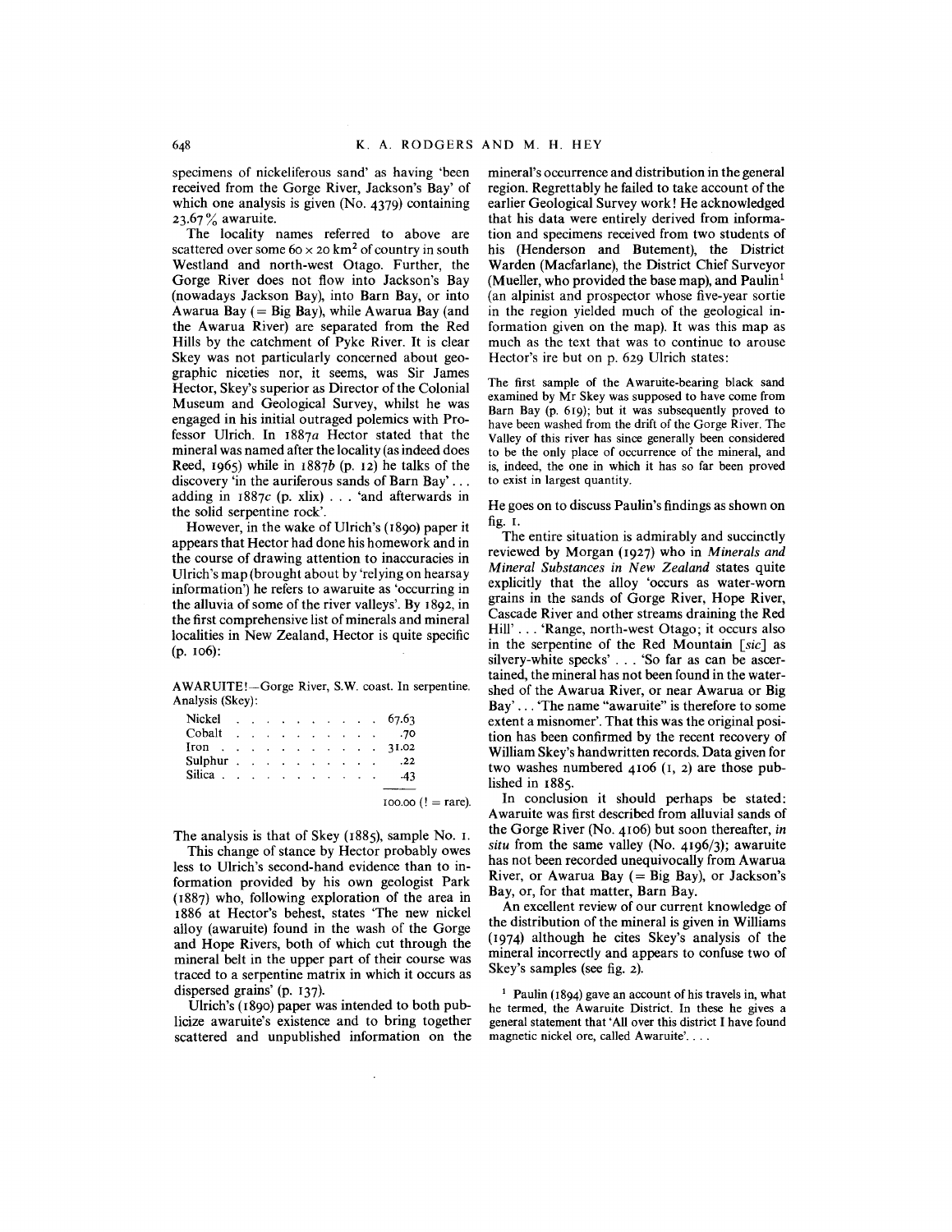specimens of nickeliferous sand' as having 'been received from the Gorge River, Jackson's Bay' of which one analysis is given (No. 4379) containing 23.67% awaruite.

The locality names referred to above are scattered over some 60 × 20 km² of country in south Westland and north-west Otago. Further, the Gorge River does not flow into Jackson's Bay (nowadays Jackson Bay), into Barn Bay, or into Awarua Bay (= Big Bay), while Awarua Bay (and the Awarua River) are separated from the Red Hills by the catchment of Pyke River. It is clear Skey was not particularly concerned about geographic niceties nor, it seems, was Sir James Hector, Skey's superior as Director of the Colonial Museum and Geological Survey, whilst he was engaged in his initial outraged polemics with Professor Ulrich. In 1887*a* Hector stated that the mineral was named after the locality (as indeed does Reed, 1965) while in 1887*b* (p. 12) he talks of the discovery 'in the auriferous sands of Barn Bay'... adding in 1887*c* (p. xlix) ... 'and afterwards in the solid serpentine rock'.

However, in the wake of Ulrich's (1890) paper it appears that Hector had done his homework and in the course of drawing attention to inaccuracies in Ulrich's map (brought about by 'relying on hearsay information') he refers to awaruite as 'occurring in the alluvia of some of the river valleys'. By 1892, in the first comprehensive list of minerals and mineral localities in New Zealand, Hector is quite specific (p. 106):

AWARUITE!—Gorge River, S.W. coast. In serpentine. Analysis (Skey):

| | |
|---|---|
| Nickel | 67.63 |
| Cobalt | .70 |
| Iron | 31.02 |
| Sulphur | .22 |
| Silica | .43 |
| | 100.00 (! = rare). |

The analysis is that of Skey (1885), sample No. 1.

This change of stance by Hector probably owes less to Ulrich's second-hand evidence than to information provided by his own geologist Park (1887) who, following exploration of the area in 1886 at Hector's behest, states 'The new nickel alloy (awaruite) found in the wash of the Gorge and Hope Rivers, both of which cut through the mineral belt in the upper part of their course was traced to a serpentine matrix in which it occurs as dispersed grains' (p. 137).

Ulrich's (1890) paper was intended to both publicize awaruite's existence and to bring together scattered and unpublished information on the mineral's occurrence and distribution in the general region. Regrettably he failed to take account of the earlier Geological Survey work! He acknowledged that his data were entirely derived from information and specimens received from two students of his (Henderson and Butement), the District Warden (Macfarlane), the District Chief Surveyor (Mueller, who provided the base map), and Paulin[1] (an alpinist and prospector whose five-year sortie in the region yielded much of the geological information given on the map). It was this map as much as the text that was to continue to arouse Hector's ire but on p. 629 Ulrich states:

> The first sample of the Awaruite-bearing black sand examined by Mr Skey was supposed to have come from Barn Bay (p. 619); but it was subsequently proved to have been washed from the drift of the Gorge River. The Valley of this river has since generally been considered to be the only place of occurrence of the mineral, and is, indeed, the one in which it has so far been proved to exist in largest quantity.

He goes on to discuss Paulin's findings as shown on fig. 1.

The entire situation is admirably and succinctly reviewed by Morgan (1927) who in *Minerals and Mineral Substances in New Zealand* states quite explicitly that the alloy 'occurs as water-worn grains in the sands of Gorge River, Hope River, Cascade River and other streams draining the Red Hill' ... 'Range, north-west Otago; it occurs also in the serpentine of the Red Mountain [*sic*] as silvery-white specks' ... 'So far as can be ascertained, the mineral has not been found in the watershed of the Awarua River, or near Awarua or Big Bay' ... 'The name "awaruite" is therefore to some extent a misnomer'. That this was the original position has been confirmed by the recent recovery of William Skey's handwritten records. Data given for two washes numbered 4106 (1, 2) are those published in 1885.

In conclusion it should perhaps be stated: Awaruite was first described from alluvial sands of the Gorge River (No. 4106) but soon thereafter, *in situ* from the same valley (No. 4196/3); awaruite has not been recorded unequivocally from Awarua River, or Awarua Bay (= Big Bay), or Jackson's Bay, or, for that matter, Barn Bay.

An excellent review of our current knowledge of the distribution of the mineral is given in Williams (1974) although he cites Skey's analysis of the mineral incorrectly and appears to confuse two of Skey's samples (see fig. 2).

[1] Paulin (1894) gave an account of his travels in, what he termed, the Awaruite District. In these he gives a general statement that 'All over this district I have found magnetic nickel ore, called Awaruite'....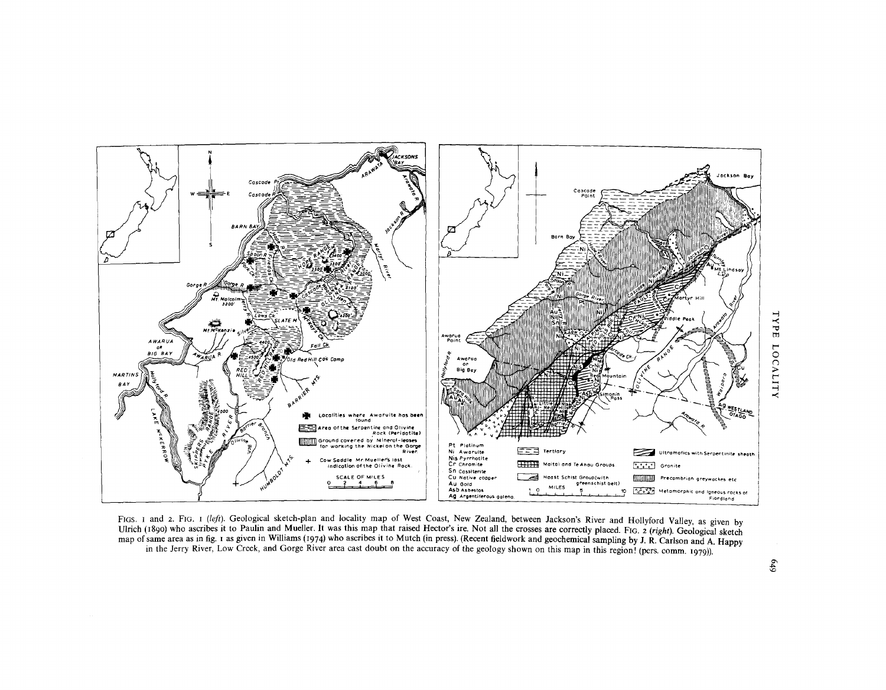FIGS. 1 and 2. FIG. 1 (*left*). Geological sketch-plan and locality map of West Coast, New Zealand, between Jackson's River and Hollyford Valley, as given by Ulrich (1890) who ascribes it to Paulin and Mueller. It was this map that raised Hector's ire. Not all the crosses are correctly placed. FIG. 2 (*right*). Geological sketch map of same area as in fig. 1 as given in Williams (1974) who ascribes it to Mutch (in press). (Recent fieldwork and geochemical sampling by J. R. Carlson and A. Happy in the Jerry River, Low Creek, and Gorge River area cast doubt on the accuracy of the geology shown on this map in this region! (pers. comm. 1979)).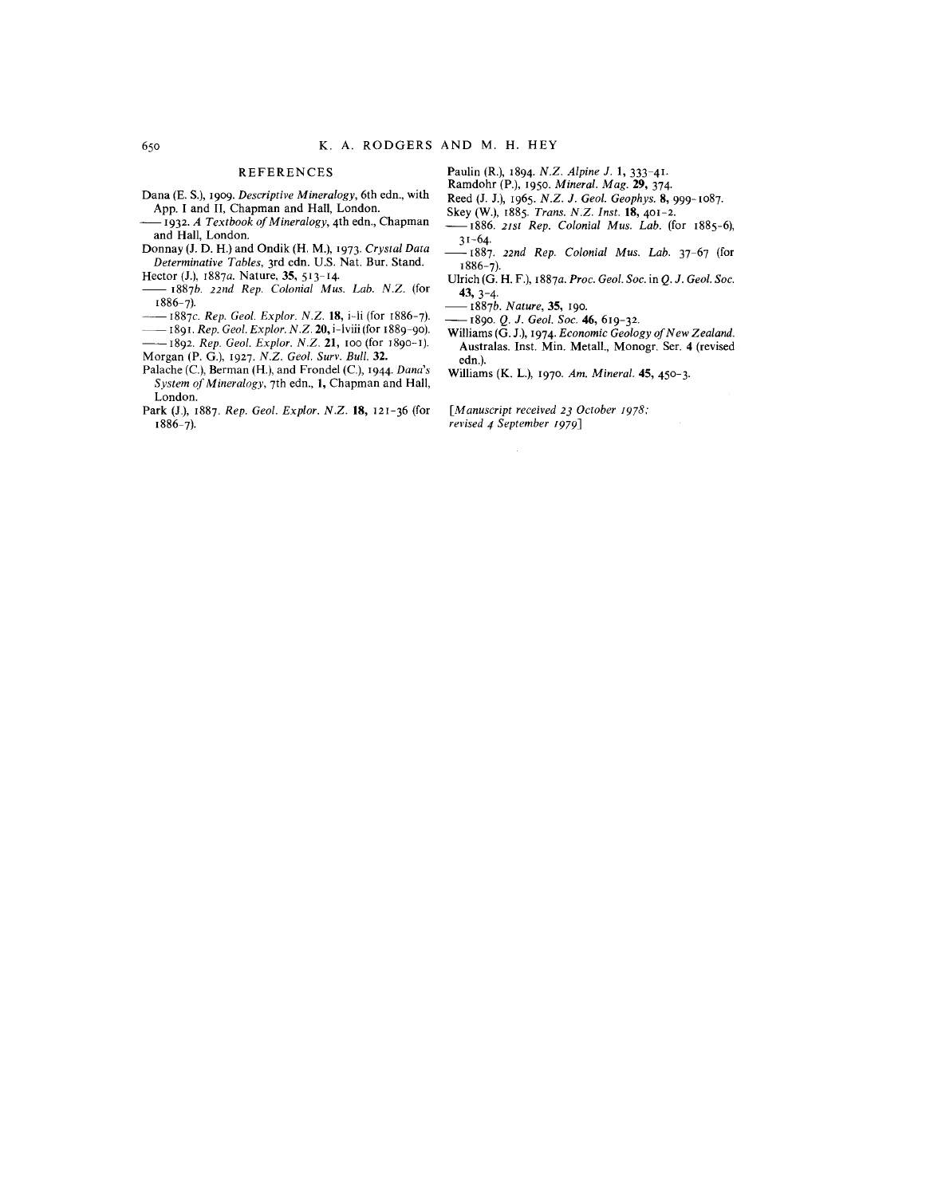## REFERENCES

Dana (E. S.), 1909. *Descriptive Mineralogy*, 6th edn., with App. I and II, Chapman and Hall, London.

—— 1932. *A Textbook of Mineralogy*, 4th edn., Chapman and Hall, London.

Donnay (J. D. H.) and Ondik (H. M.), 1973. *Crystal Data Determinative Tables*, 3rd edn. U.S. Nat. Bur. Stand.

Hector (J.), 1887*a*. Nature, **35**, 513–14.

—— 1887*b*. *22nd Rep. Colonial Mus. Lab. N.Z.* (for 1886–7).

—— 1887*c*. *Rep. Geol. Explor. N.Z.* **18**, i–li (for 1886–7).

—— 1891. *Rep. Geol. Explor. N.Z.* **20**, i–lviii (for 1889–90).

—— 1892. *Rep. Geol. Explor. N.Z.* **21**, 100 (for 1890–1).

Morgan (P. G.), 1927. *N.Z. Geol. Surv. Bull.* **32.**

Palache (C.), Berman (H.), and Frondel (C.), 1944. *Dana's System of Mineralogy*, 7th edn., **1**, Chapman and Hall, London.

Park (J.), 1887. *Rep. Geol. Explor. N.Z.* **18**, 121–36 (for 1886–7).

Paulin (R.), 1894. *N.Z. Alpine J.* **1**, 333–41.

Ramdohr (P.), 1950. *Mineral. Mag.* **29**, 374.

Reed (J. J.), 1965. *N.Z. J. Geol. Geophys.* **8**, 999–1087.

Skey (W.), 1885. *Trans. N.Z. Inst.* **18**, 401–2.

—— 1886. *21st Rep. Colonial Mus. Lab.* (for 1885–6), 31–64.

—— 1887. *22nd Rep. Colonial Mus. Lab.* 37–67 (for 1886–7).

Ulrich (G. H. F.), 1887*a*. *Proc. Geol. Soc.* in *Q. J. Geol. Soc.* **43**, 3–4.

—— 1887*b*. *Nature*, **35**, 190.

—— 1890. *Q. J. Geol. Soc.* **46**, 619–32.

Williams (G. J.), 1974. *Economic Geology of New Zealand*. Australas. Inst. Min. Metall., Monogr. Ser. **4** (revised edn.).

Williams (K. L.), 1970. *Am. Mineral.* **45**, 450–3.

[*Manuscript received 23 October 1978; revised 4 September 1979*]